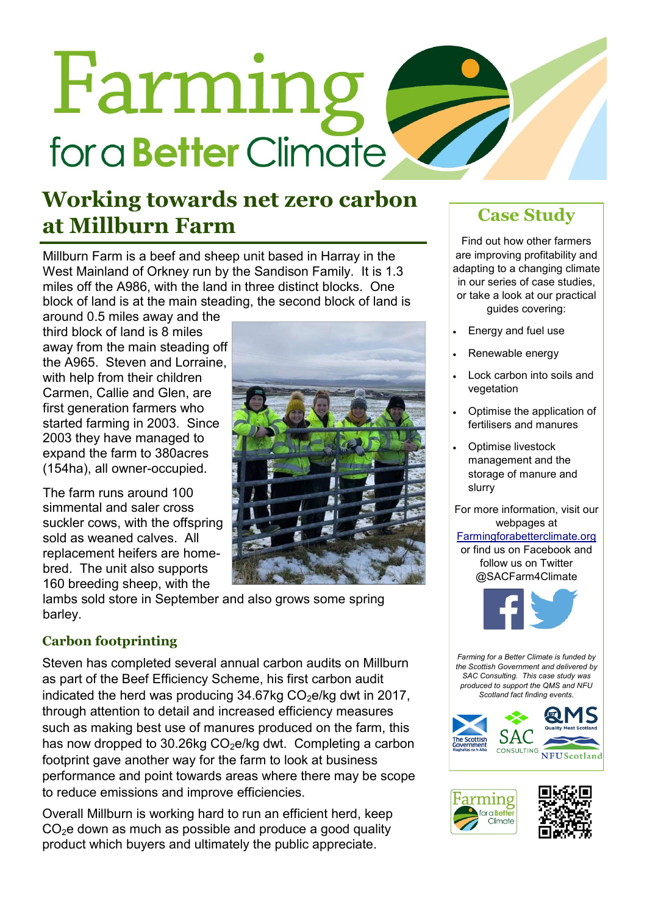# Farming for a Better Climate

## Working towards net zero carbon at Millburn Farm

Millburn Farm is a beef and sheep unit based in Harray in the West Mainland of Orkney run by the Sandison Family. It is 1.3 miles off the A986, with the land in three distinct blocks. One block of land is at the main steading, the second block of land is around 0.5 miles away and the third block of land is 8 miles away from the main steading off the A965. Steven and Lorraine, with help from their children Carmen, Callie and Glen, are first generation farmers who started farming in 2003. Since 2003 they have managed to expand the farm to 380acres (154ha), all owner-occupied.

The farm runs around 100 simmental and saler cross suckler cows, with the offspring sold as weaned calves. All replacement heifers are home-bred. The unit also supports 160 breeding sheep, with the lambs sold store in September and also grows some spring barley.

### Carbon footprinting

Steven has completed several annual carbon audits on Millburn as part of the Beef Efficiency Scheme, his first carbon audit indicated the herd was producing 34.67kg $CO_2$e/kg dwt in 2017, through attention to detail and increased efficiency measures such as making best use of manures produced on the farm, this has now dropped to 30.26kg $CO_2$e/kg dwt. Completing a carbon footprint gave another way for the farm to look at business performance and point towards areas where there may be scope to reduce emissions and improve efficiencies.

Overall Millburn is working hard to run an efficient herd, keep $CO_2$e down as much as possible and produce a good quality product which buyers and ultimately the public appreciate.

## Case Study

Find out how other farmers are improving profitability and adapting to a changing climate in our series of case studies, or take a look at our practical guides covering:

- Energy and fuel use
- Renewable energy
- Lock carbon into soils and vegetation
- Optimise the application of fertilisers and manures
- Optimise livestock management and the storage of manure and slurry

For more information, visit our webpages at Farmingforabetterclimate.org or find us on Facebook and follow us on Twitter @SACFarm4Climate

*Farming for a Better Climate is funded by the Scottish Government and delivered by SAC Consulting. This case study was produced to support the QMS and NFU Scotland fact finding events.*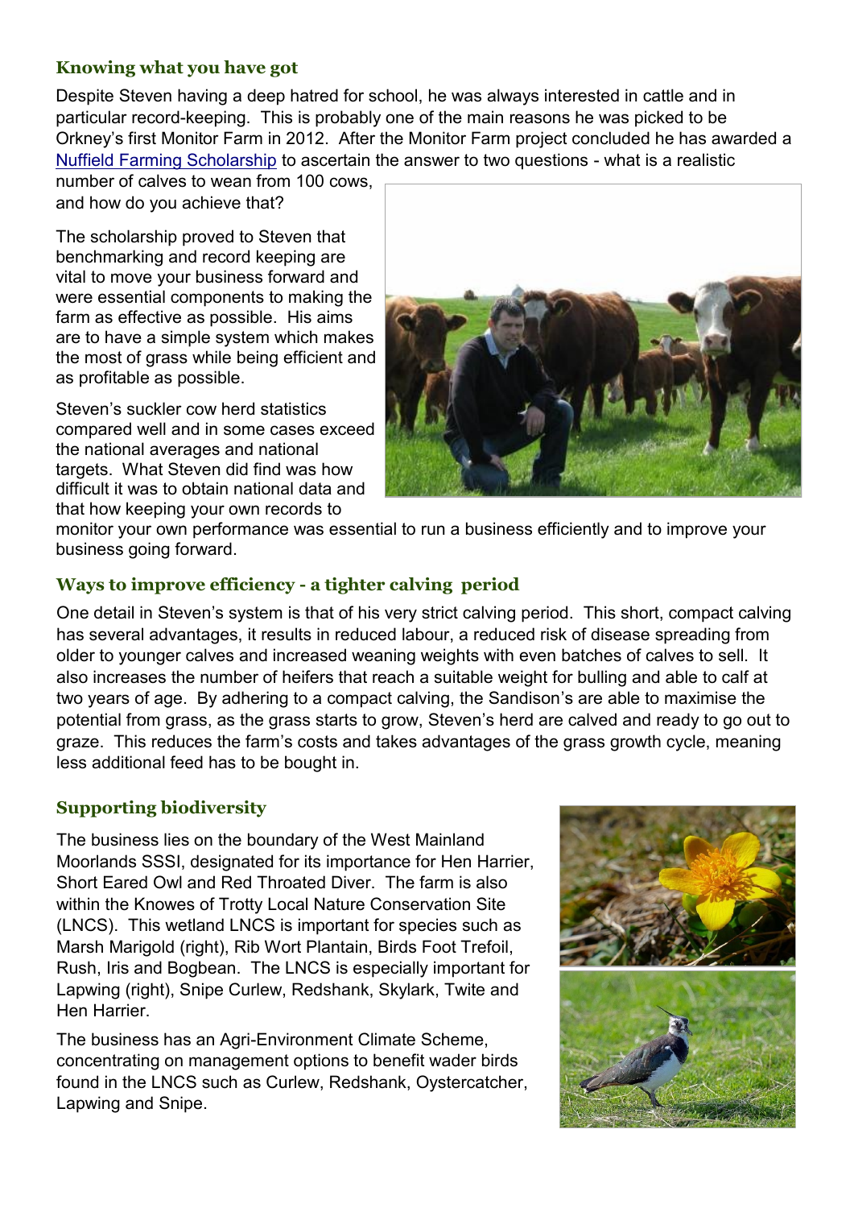### Knowing what you have got

Despite Steven having a deep hatred for school, he was always interested in cattle and in particular record-keeping. This is probably one of the main reasons he was picked to be Orkney's first Monitor Farm in 2012. After the Monitor Farm project concluded he has awarded a Nuffield Farming Scholarship to ascertain the answer to two questions - what is a realistic number of calves to wean from 100 cows, and how do you achieve that?

The scholarship proved to Steven that benchmarking and record keeping are vital to move your business forward and were essential components to making the farm as effective as possible. His aims are to have a simple system which makes the most of grass while being efficient and as profitable as possible.

Steven's suckler cow herd statistics compared well and in some cases exceed the national averages and national targets. What Steven did find was how difficult it was to obtain national data and that how keeping your own records to monitor your own performance was essential to run a business efficiently and to improve your business going forward.

### Ways to improve efficiency - a tighter calving period

One detail in Steven's system is that of his very strict calving period. This short, compact calving has several advantages, it results in reduced labour, a reduced risk of disease spreading from older to younger calves and increased weaning weights with even batches of calves to sell. It also increases the number of heifers that reach a suitable weight for bulling and able to calf at two years of age. By adhering to a compact calving, the Sandison's are able to maximise the potential from grass, as the grass starts to grow, Steven's herd are calved and ready to go out to graze. This reduces the farm's costs and takes advantages of the grass growth cycle, meaning less additional feed has to be bought in.

### Supporting biodiversity

The business lies on the boundary of the West Mainland Moorlands SSSI, designated for its importance for Hen Harrier, Short Eared Owl and Red Throated Diver. The farm is also within the Knowes of Trotty Local Nature Conservation Site (LNCS). This wetland LNCS is important for species such as Marsh Marigold (right), Rib Wort Plantain, Birds Foot Trefoil, Rush, Iris and Bogbean. The LNCS is especially important for Lapwing (right), Snipe Curlew, Redshank, Skylark, Twite and Hen Harrier.

The business has an Agri-Environment Climate Scheme, concentrating on management options to benefit wader birds found in the LNCS such as Curlew, Redshank, Oystercatcher, Lapwing and Snipe.